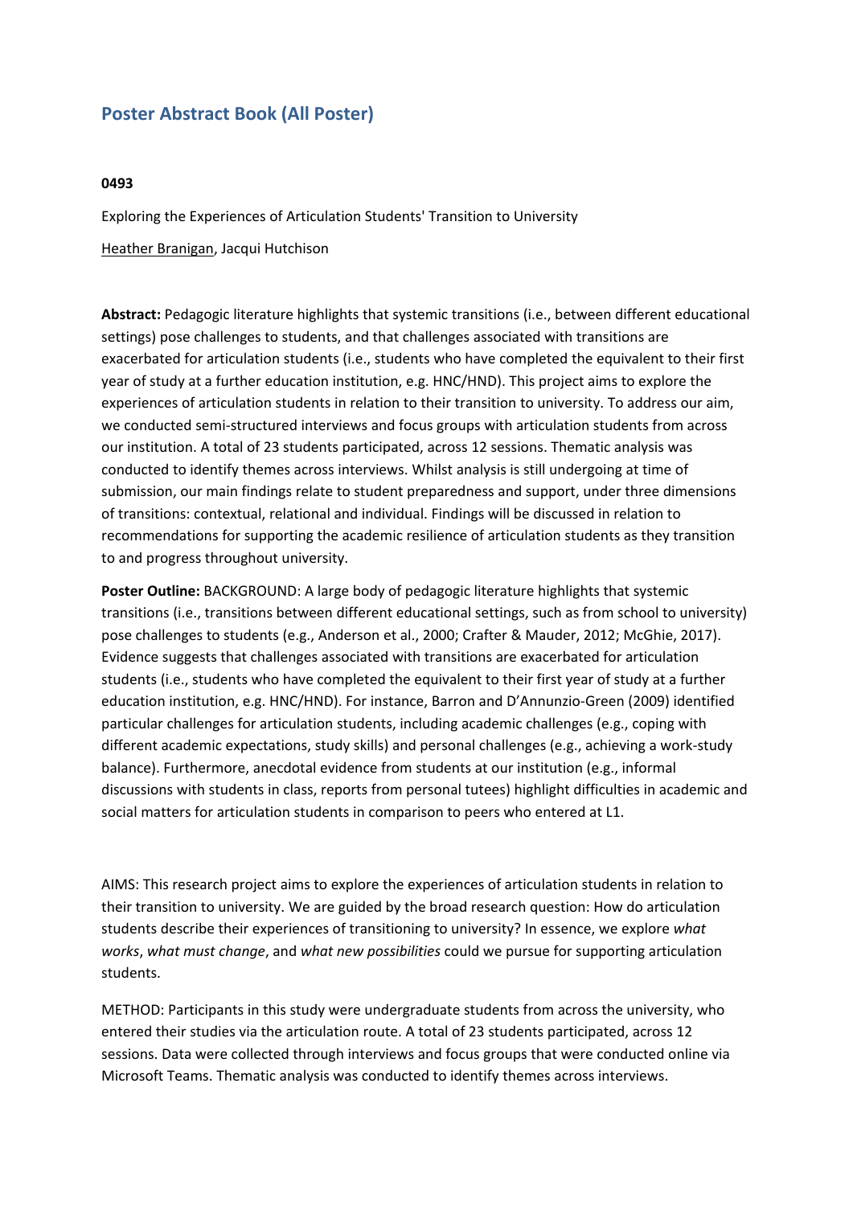# Poster Abstract Book (All Poster)

**0493**

Exploring the Experiences of Articulation Students' Transition to University

Heather Branigan, Jacqui Hutchison

**Abstract:** Pedagogic literature highlights that systemic transitions (i.e., between different educational settings) pose challenges to students, and that challenges associated with transitions are exacerbated for articulation students (i.e., students who have completed the equivalent to their first year of study at a further education institution, e.g. HNC/HND). This project aims to explore the experiences of articulation students in relation to their transition to university. To address our aim, we conducted semi-structured interviews and focus groups with articulation students from across our institution. A total of 23 students participated, across 12 sessions. Thematic analysis was conducted to identify themes across interviews. Whilst analysis is still undergoing at time of submission, our main findings relate to student preparedness and support, under three dimensions of transitions: contextual, relational and individual. Findings will be discussed in relation to recommendations for supporting the academic resilience of articulation students as they transition to and progress throughout university.

**Poster Outline:** BACKGROUND: A large body of pedagogic literature highlights that systemic transitions (i.e., transitions between different educational settings, such as from school to university) pose challenges to students (e.g., Anderson et al., 2000; Crafter & Mauder, 2012; McGhie, 2017). Evidence suggests that challenges associated with transitions are exacerbated for articulation students (i.e., students who have completed the equivalent to their first year of study at a further education institution, e.g. HNC/HND). For instance, Barron and D'Annunzio-Green (2009) identified particular challenges for articulation students, including academic challenges (e.g., coping with different academic expectations, study skills) and personal challenges (e.g., achieving a work-study balance). Furthermore, anecdotal evidence from students at our institution (e.g., informal discussions with students in class, reports from personal tutees) highlight difficulties in academic and social matters for articulation students in comparison to peers who entered at L1.

AIMS: This research project aims to explore the experiences of articulation students in relation to their transition to university. We are guided by the broad research question: How do articulation students describe their experiences of transitioning to university? In essence, we explore *what works*, *what must change*, and *what new possibilities* could we pursue for supporting articulation students.

METHOD: Participants in this study were undergraduate students from across the university, who entered their studies via the articulation route. A total of 23 students participated, across 12 sessions. Data were collected through interviews and focus groups that were conducted online via Microsoft Teams. Thematic analysis was conducted to identify themes across interviews.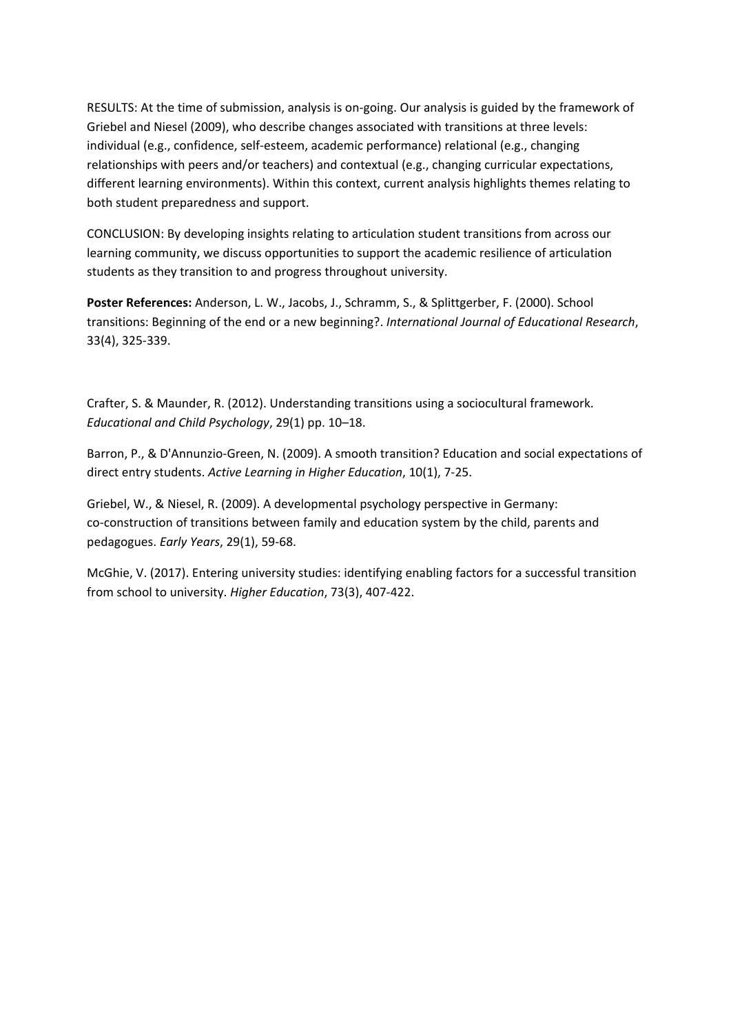RESULTS: At the time of submission, analysis is on-going. Our analysis is guided by the framework of Griebel and Niesel (2009), who describe changes associated with transitions at three levels: individual (e.g., confidence, self-esteem, academic performance) relational (e.g., changing relationships with peers and/or teachers) and contextual (e.g., changing curricular expectations, different learning environments). Within this context, current analysis highlights themes relating to both student preparedness and support.

CONCLUSION: By developing insights relating to articulation student transitions from across our learning community, we discuss opportunities to support the academic resilience of articulation students as they transition to and progress throughout university.

**Poster References:** Anderson, L. W., Jacobs, J., Schramm, S., & Splittgerber, F. (2000). School transitions: Beginning of the end or a new beginning?. *International Journal of Educational Research*, 33(4), 325-339.

Crafter, S. & Maunder, R. (2012). Understanding transitions using a sociocultural framework. *Educational and Child Psychology*, 29(1) pp. 10–18.

Barron, P., & D'Annunzio-Green, N. (2009). A smooth transition? Education and social expectations of direct entry students. *Active Learning in Higher Education*, 10(1), 7-25.

Griebel, W., & Niesel, R. (2009). A developmental psychology perspective in Germany: co-construction of transitions between family and education system by the child, parents and pedagogues. *Early Years*, 29(1), 59-68.

McGhie, V. (2017). Entering university studies: identifying enabling factors for a successful transition from school to university. *Higher Education*, 73(3), 407-422.